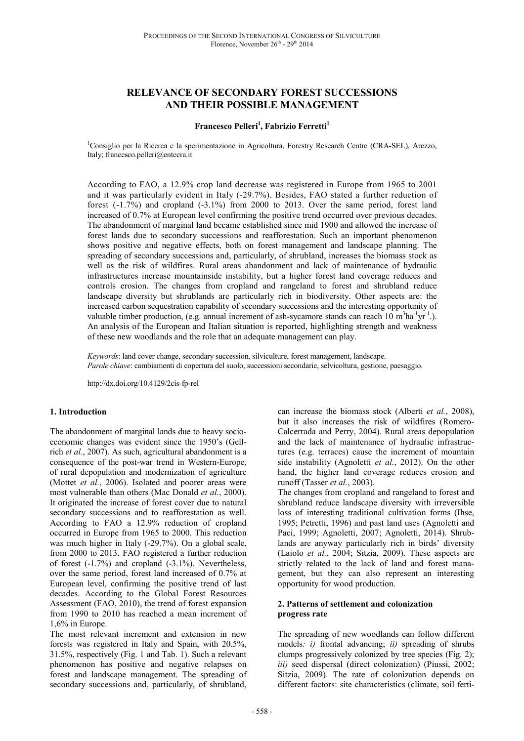# RELEVANCE OF SECONDARY FOREST SUCCESSIONS AND THEIR POSSIBLE MANAGEMENT

**Francesco Pelleri[1], Fabrizio Ferretti[1]**

[1]Consiglio per la Ricerca e la sperimentazione in Agricoltura, Forestry Research Centre (CRA-SEL), Arezzo, Italy; francesco.pelleri@entecra.it

According to FAO, a 12.9% crop land decrease was registered in Europe from 1965 to 2001 and it was particularly evident in Italy (-29.7%). Besides, FAO stated a further reduction of forest (-1.7%) and cropland (-3.1%) from 2000 to 2013. Over the same period, forest land increased of 0.7% at European level confirming the positive trend occurred over previous decades. The abandonment of marginal land became established since mid 1900 and allowed the increase of forest lands due to secondary successions and reafforestation. Such an important phenomenon shows positive and negative effects, both on forest management and landscape planning. The spreading of secondary successions and, particularly, of shrubland, increases the biomass stock as well as the risk of wildfires. Rural areas abandonment and lack of maintenance of hydraulic infrastructures increase mountainside instability, but a higher forest land coverage reduces and controls erosion. The changes from cropland and rangeland to forest and shrubland reduce landscape diversity but shrublands are particularly rich in biodiversity. Other aspects are: the increased carbon sequestration capability of secondary successions and the interesting opportunity of valuable timber production, (e.g. annual increment of ash-sycamore stands can reach 10 $m^3ha^{-1}yr^{-1}$.). An analysis of the European and Italian situation is reported, highlighting strength and weakness of these new woodlands and the role that an adequate management can play.

*Keywords*: land cover change, secondary succession, silviculture, forest management, landscape.
*Parole chiave*: cambiamenti di copertura del suolo, successioni secondarie, selvicoltura, gestione, paesaggio.

http://dx.doi.org/10.4129/2cis-fp-rel

## 1. Introduction

The abandonment of marginal lands due to heavy socio-economic changes was evident since the 1950's (Gellrich *et al.*, 2007). As such, agricultural abandonment is a consequence of the post-war trend in Western-Europe, of rural depopulation and modernization of agriculture (Mottet *et al.*, 2006). Isolated and poorer areas were most vulnerable than others (Mac Donald *et al.*, 2000). It originated the increase of forest cover due to natural secondary successions and to reafforestation as well. According to FAO a 12.9% reduction of cropland occurred in Europe from 1965 to 2000. This reduction was much higher in Italy (-29.7%). On a global scale, from 2000 to 2013, FAO registered a further reduction of forest (-1.7%) and cropland (-3.1%). Nevertheless, over the same period, forest land increased of 0.7% at European level, confirming the positive trend of last decades. According to the Global Forest Resources Assessment (FAO, 2010), the trend of forest expansion from 1990 to 2010 has reached a mean increment of 1,6% in Europe.

The most relevant increment and extension in new forests was registered in Italy and Spain, with 20.5%, 31.5%, respectively (Fig. 1 and Tab. 1). Such a relevant phenomenon has positive and negative relapses on forest and landscape management. The spreading of secondary successions and, particularly, of shrubland, can increase the biomass stock (Alberti *et al.*, 2008), but it also increases the risk of wildfires (Romero-Calcerrada and Perry, 2004). Rural areas depopulation and the lack of maintenance of hydraulic infrastructures (e.g. terraces) cause the increment of mountain side instability (Agnoletti *et al.*, 2012). On the other hand, the higher land coverage reduces erosion and runoff (Tasser *et al.*, 2003).

The changes from cropland and rangeland to forest and shrubland reduce landscape diversity with irreversible loss of interesting traditional cultivation forms (Ihse, 1995; Petretti, 1996) and past land uses (Agnoletti and Paci, 1999; Agnoletti, 2007; Agnoletti, 2014). Shrublands are anyway particularly rich in birds' diversity (Laiolo *et al.*, 2004; Sitzia, 2009). These aspects are strictly related to the lack of land and forest management, but they can also represent an interesting opportunity for wood production.

## 2. Patterns of settlement and colonization progress rate

The spreading of new woodlands can follow different models*: i)* frontal advancing; *ii)* spreading of shrubs clumps progressively colonized by tree species (Fig. 2); *iii)* seed dispersal (direct colonization) (Piussi, 2002; Sitzia, 2009). The rate of colonization depends on different factors: site characteristics (climate, soil ferti-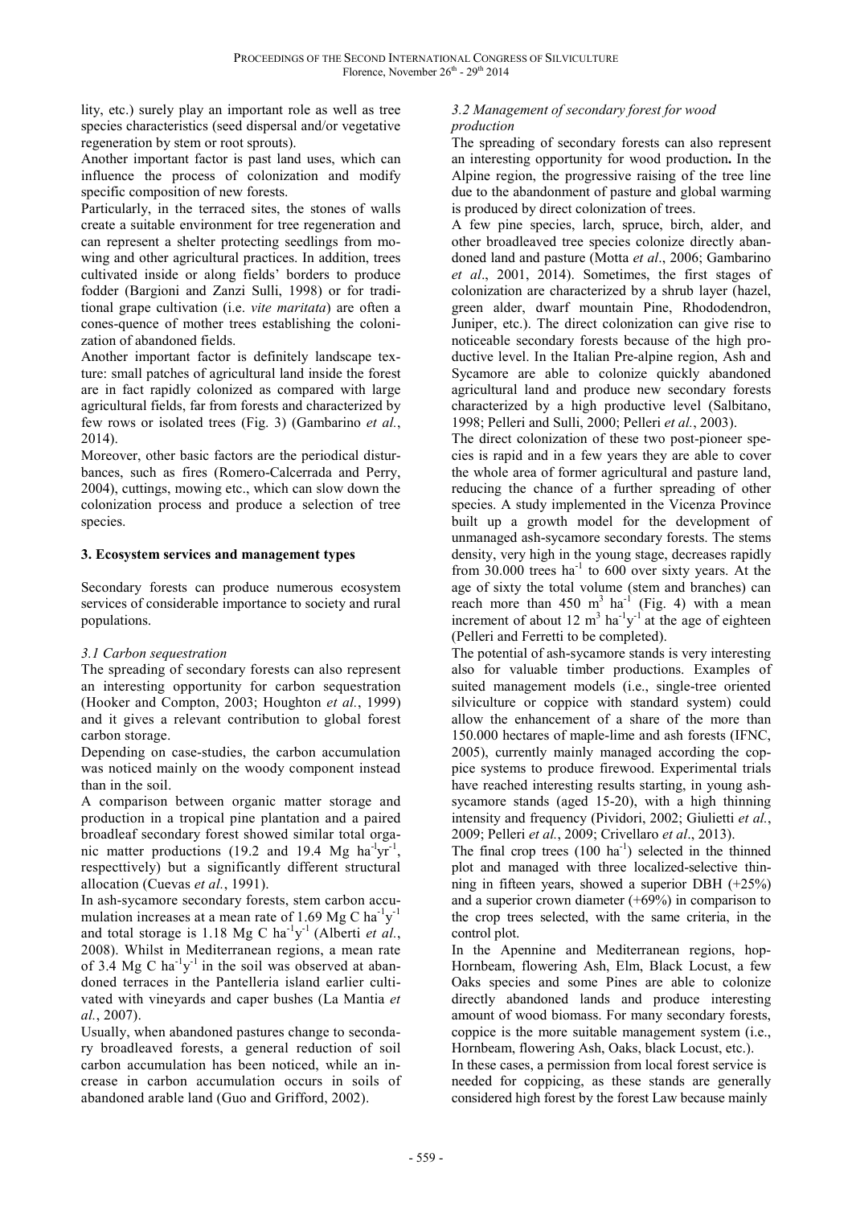lity, etc.) surely play an important role as well as tree species characteristics (seed dispersal and/or vegetative regeneration by stem or root sprouts).

Another important factor is past land uses, which can influence the process of colonization and modify specific composition of new forests.

Particularly, in the terraced sites, the stones of walls create a suitable environment for tree regeneration and can represent a shelter protecting seedlings from mowing and other agricultural practices. In addition, trees cultivated inside or along fields' borders to produce fodder (Bargioni and Zanzi Sulli, 1998) or for traditional grape cultivation (i.e. *vite maritata*) are often a cones-quence of mother trees establishing the colonization of abandoned fields.

Another important factor is definitely landscape texture: small patches of agricultural land inside the forest are in fact rapidly colonized as compared with large agricultural fields, far from forests and characterized by few rows or isolated trees (Fig. 3) (Gambarino *et al.*, 2014).

Moreover, other basic factors are the periodical disturbances, such as fires (Romero-Calcerrada and Perry, 2004), cuttings, mowing etc., which can slow down the colonization process and produce a selection of tree species.

## 3. Ecosystem services and management types

Secondary forests can produce numerous ecosystem services of considerable importance to society and rural populations.

### *3.1 Carbon sequestration*

The spreading of secondary forests can also represent an interesting opportunity for carbon sequestration (Hooker and Compton, 2003; Houghton *et al.*, 1999) and it gives a relevant contribution to global forest carbon storage.

Depending on case-studies, the carbon accumulation was noticed mainly on the woody component instead than in the soil.

A comparison between organic matter storage and production in a tropical pine plantation and a paired broadleaf secondary forest showed similar total organic matter productions (19.2 and 19.4 Mg $ha^{-1}yr^{-1}$, respecttively) but a significantly different structural allocation (Cuevas *et al.*, 1991).

In ash-sycamore secondary forests, stem carbon accumulation increases at a mean rate of 1.69 Mg C $ha^{-1}y^{-1}$ and total storage is 1.18 Mg C $ha^{-1}y^{-1}$ (Alberti *et al.*, 2008). Whilst in Mediterranean regions, a mean rate of 3.4 Mg C $ha^{-1}y^{-1}$ in the soil was observed at abandoned terraces in the Pantelleria island earlier cultivated with vineyards and caper bushes (La Mantia *et al.*, 2007).

Usually, when abandoned pastures change to secondary broadleaved forests, a general reduction of soil carbon accumulation has been noticed, while an increase in carbon accumulation occurs in soils of abandoned arable land (Guo and Grifford, 2002).

### *3.2 Management of secondary forest for wood production*

The spreading of secondary forests can also represent an interesting opportunity for wood production**.** In the Alpine region, the progressive raising of the tree line due to the abandonment of pasture and global warming is produced by direct colonization of trees.

A few pine species, larch, spruce, birch, alder, and other broadleaved tree species colonize directly abandoned land and pasture (Motta *et al*., 2006; Gambarino *et al*., 2001, 2014). Sometimes, the first stages of colonization are characterized by a shrub layer (hazel, green alder, dwarf mountain Pine, Rhododendron, Juniper, etc.). The direct colonization can give rise to noticeable secondary forests because of the high productive level. In the Italian Pre-alpine region, Ash and Sycamore are able to colonize quickly abandoned agricultural land and produce new secondary forests characterized by a high productive level (Salbitano, 1998; Pelleri and Sulli, 2000; Pelleri *et al.*, 2003).

The direct colonization of these two post-pioneer species is rapid and in a few years they are able to cover the whole area of former agricultural and pasture land, reducing the chance of a further spreading of other species. A study implemented in the Vicenza Province built up a growth model for the development of unmanaged ash-sycamore secondary forests. The stems density, very high in the young stage, decreases rapidly from 30.000 trees $ha^{-1}$ to 600 over sixty years. At the age of sixty the total volume (stem and branches) can reach more than 450 $m^3$ $ha^{-1}$ (Fig. 4) with a mean increment of about 12 $m^3$ $ha^{-1}y^{-1}$ at the age of eighteen (Pelleri and Ferretti to be completed).

The potential of ash-sycamore stands is very interesting also for valuable timber productions. Examples of suited management models (i.e., single-tree oriented silviculture or coppice with standard system) could allow the enhancement of a share of the more than 150.000 hectares of maple-lime and ash forests (IFNC, 2005), currently mainly managed according the coppice systems to produce firewood. Experimental trials have reached interesting results starting, in young ash-sycamore stands (aged 15-20), with a high thinning intensity and frequency (Pividori, 2002; Giulietti *et al.*, 2009; Pelleri *et al.*, 2009; Crivellaro *et al*., 2013).

The final crop trees (100 $ha^{-1}$) selected in the thinned plot and managed with three localized-selective thinning in fifteen years, showed a superior DBH (+25%) and a superior crown diameter (+69%) in comparison to the crop trees selected, with the same criteria, in the control plot.

In the Apennine and Mediterranean regions, hop-Hornbeam, flowering Ash, Elm, Black Locust, a few Oaks species and some Pines are able to colonize directly abandoned lands and produce interesting amount of wood biomass. For many secondary forests, coppice is the more suitable management system (i.e., Hornbeam, flowering Ash, Oaks, black Locust, etc.).

In these cases, a permission from local forest service is needed for coppicing, as these stands are generally considered high forest by the forest Law because mainly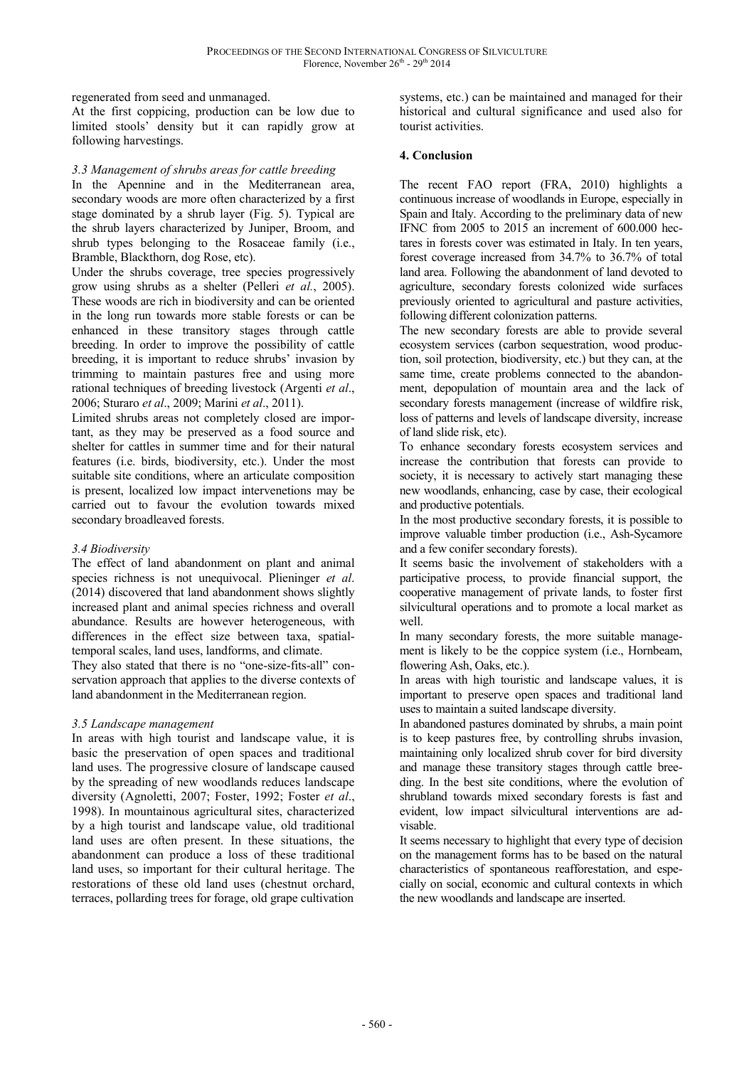regenerated from seed and unmanaged.

At the first coppicing, production can be low due to limited stools' density but it can rapidly grow at following harvestings.

### *3.3 Management of shrubs areas for cattle breeding*

In the Apennine and in the Mediterranean area, secondary woods are more often characterized by a first stage dominated by a shrub layer (Fig. 5). Typical are the shrub layers characterized by Juniper, Broom, and shrub types belonging to the Rosaceae family (i.e., Bramble, Blackthorn, dog Rose, etc).

Under the shrubs coverage, tree species progressively grow using shrubs as a shelter (Pelleri *et al.*, 2005). These woods are rich in biodiversity and can be oriented in the long run towards more stable forests or can be enhanced in these transitory stages through cattle breeding. In order to improve the possibility of cattle breeding, it is important to reduce shrubs' invasion by trimming to maintain pastures free and using more rational techniques of breeding livestock (Argenti *et al*., 2006; Sturaro *et al*., 2009; Marini *et al*., 2011).

Limited shrubs areas not completely closed are important, as they may be preserved as a food source and shelter for cattles in summer time and for their natural features (i.e. birds, biodiversity, etc.). Under the most suitable site conditions, where an articulate composition is present, localized low impact intervenetions may be carried out to favour the evolution towards mixed secondary broadleaved forests.

### *3.4 Biodiversity*

The effect of land abandonment on plant and animal species richness is not unequivocal. Plieninger *et al*. (2014) discovered that land abandonment shows slightly increased plant and animal species richness and overall abundance. Results are however heterogeneous, with differences in the effect size between taxa, spatial-temporal scales, land uses, landforms, and climate.

They also stated that there is no "one-size-fits-all" conservation approach that applies to the diverse contexts of land abandonment in the Mediterranean region.

### *3.5 Landscape management*

In areas with high tourist and landscape value, it is basic the preservation of open spaces and traditional land uses. The progressive closure of landscape caused by the spreading of new woodlands reduces landscape diversity (Agnoletti, 2007; Foster, 1992; Foster *et al*., 1998). In mountainous agricultural sites, characterized by a high tourist and landscape value, old traditional land uses are often present. In these situations, the abandonment can produce a loss of these traditional land uses, so important for their cultural heritage. The restorations of these old land uses (chestnut orchard, terraces, pollarding trees for forage, old grape cultivation systems, etc.) can be maintained and managed for their historical and cultural significance and used also for tourist activities.

## 4. Conclusion

The recent FAO report (FRA, 2010) highlights a continuous increase of woodlands in Europe, especially in Spain and Italy. According to the preliminary data of new IFNC from 2005 to 2015 an increment of 600.000 hectares in forests cover was estimated in Italy. In ten years, forest coverage increased from 34.7% to 36.7% of total land area. Following the abandonment of land devoted to agriculture, secondary forests colonized wide surfaces previously oriented to agricultural and pasture activities, following different colonization patterns.

The new secondary forests are able to provide several ecosystem services (carbon sequestration, wood production, soil protection, biodiversity, etc.) but they can, at the same time, create problems connected to the abandonment, depopulation of mountain area and the lack of secondary forests management (increase of wildfire risk, loss of patterns and levels of landscape diversity, increase of land slide risk, etc).

To enhance secondary forests ecosystem services and increase the contribution that forests can provide to society, it is necessary to actively start managing these new woodlands, enhancing, case by case, their ecological and productive potentials.

In the most productive secondary forests, it is possible to improve valuable timber production (i.e., Ash-Sycamore and a few conifer secondary forests).

It seems basic the involvement of stakeholders with a participative process, to provide financial support, the cooperative management of private lands, to foster first silvicultural operations and to promote a local market as well.

In many secondary forests, the more suitable management is likely to be the coppice system (i.e., Hornbeam, flowering Ash, Oaks, etc.).

In areas with high touristic and landscape values, it is important to preserve open spaces and traditional land uses to maintain a suited landscape diversity.

In abandoned pastures dominated by shrubs, a main point is to keep pastures free, by controlling shrubs invasion, maintaining only localized shrub cover for bird diversity and manage these transitory stages through cattle breeding. In the best site conditions, where the evolution of shrubland towards mixed secondary forests is fast and evident, low impact silvicultural interventions are advisable.

It seems necessary to highlight that every type of decision on the management forms has to be based on the natural characteristics of spontaneous reafforestation, and especially on social, economic and cultural contexts in which the new woodlands and landscape are inserted.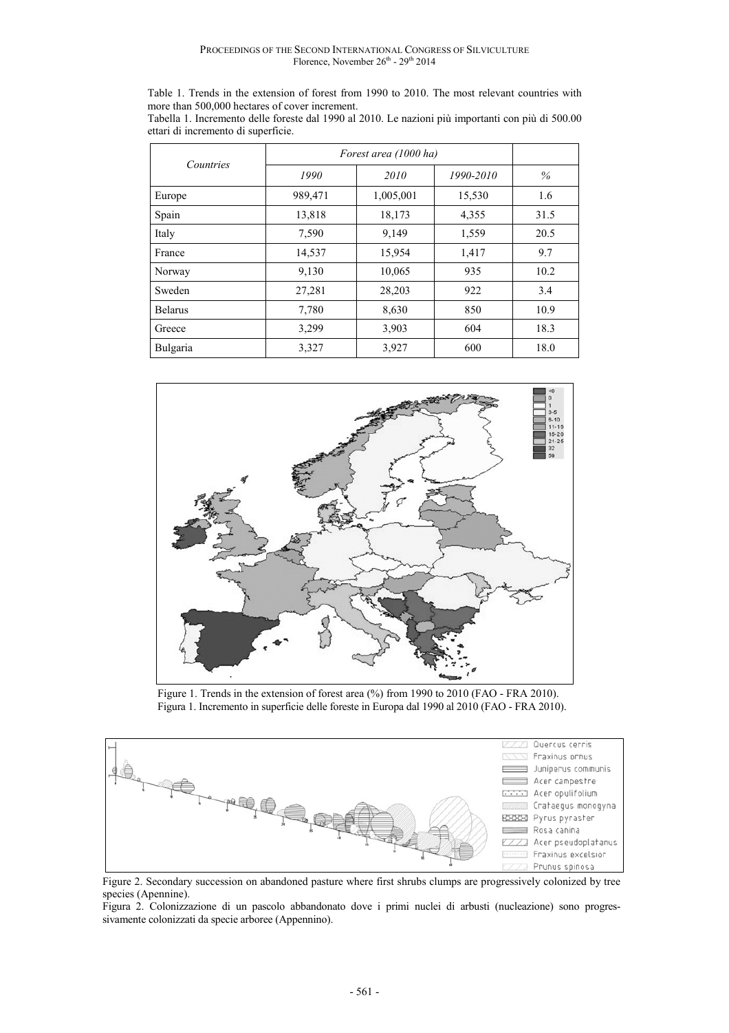Table 1. Trends in the extension of forest from 1990 to 2010. The most relevant countries with more than 500,000 hectares of cover increment.

Tabella 1. Incremento delle foreste dal 1990 al 2010. Le nazioni più importanti con più di 500.00 ettari di incremento di superficie.

| *Countries* | *Forest area (1000 ha)* | | | |
|---|---|---|---|---|
| | *1990* | *2010* | *1990-2010* | *%* |
| Europe | 989,471 | 1,005,001 | 15,530 | 1.6 |
| Spain | 13,818 | 18,173 | 4,355 | 31.5 |
| Italy | 7,590 | 9,149 | 1,559 | 20.5 |
| France | 14,537 | 15,954 | 1,417 | 9.7 |
| Norway | 9,130 | 10,065 | 935 | 10.2 |
| Sweden | 27,281 | 28,203 | 922 | 3.4 |
| Belarus | 7,780 | 8,630 | 850 | 10.9 |
| Greece | 3,299 | 3,903 | 604 | 18.3 |
| Bulgaria | 3,327 | 3,927 | 600 | 18.0 |

Figure 1. Trends in the extension of forest area (%) from 1990 to 2010 (FAO - FRA 2010).

Figura 1. Incremento in superficie delle foreste in Europa dal 1990 al 2010 (FAO - FRA 2010).

Figure 2. Secondary succession on abandoned pasture where first shrubs clumps are progressively colonized by tree species (Apennine).

Figura 2. Colonizzazione di un pascolo abbandonato dove i primi nuclei di arbusti (nucleazione) sono progressivamente colonizzati da specie arboree (Appennino).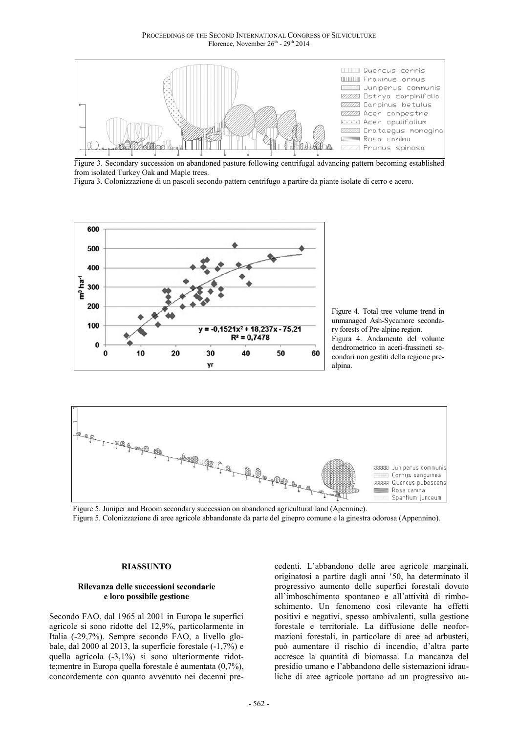Figure 3. Secondary succession on abandoned pasture following centrifugal advancing pattern becoming established from isolated Turkey Oak and Maple trees.

Figura 3. Colonizzazione di un pascoli secondo pattern centrifugo a partire da piante isolate di cerro e acero.

Figure 4. Total tree volume trend in unmanaged Ash-Sycamore secondary forests of Pre-alpine region.

Figura 4. Andamento del volume dendrometrico in aceri-frassineti secondari non gestiti della regione prealpina.

Figure 5. Juniper and Broom secondary succession on abandoned agricultural land (Apennine).

Figura 5. Colonizzazione di aree agricole abbandonate da parte del ginepro comune e la ginestra odorosa (Appennino).

## RIASSUNTO

### Rilevanza delle successioni secondarie e loro possibile gestione

Secondo FAO, dal 1965 al 2001 in Europa le superfici agricole si sono ridotte del 12,9%, particolarmente in Italia (-29,7%). Sempre secondo FAO, a livello globale, dal 2000 al 2013, la superficie forestale (-1,7%) e quella agricola (-3,1%) si sono ulteriormente ridotte;mentre in Europa quella forestale è aumentata (0,7%), concordemente con quanto avvenuto nei decenni precedenti. L'abbandono delle aree agricole marginali, originatosi a partire dagli anni '50, ha determinato il progressivo aumento delle superfici forestali dovuto all'imboschimento spontaneo e all'attività di rimboschimento. Un fenomeno così rilevante ha effetti positivi e negativi, spesso ambivalenti, sulla gestione forestale e territoriale. La diffusione delle neoformazioni forestali, in particolare di aree ad arbusteti, può aumentare il rischio di incendio, d'altra parte accresce la quantità di biomassa. La mancanza del presidio umano e l'abbandono delle sistemazioni idrauliche di aree agricole portano ad un progressivo au-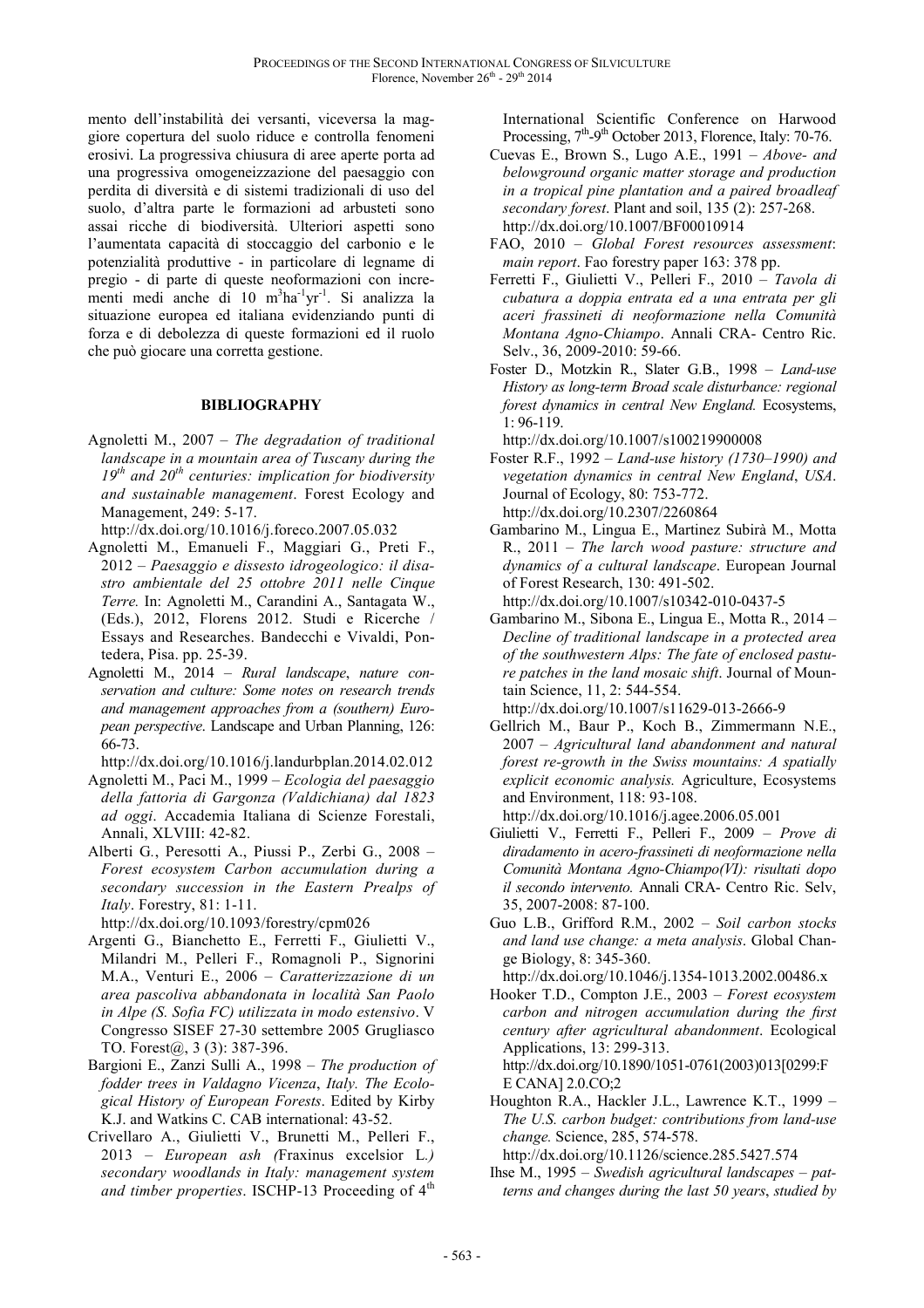mento dell'instabilità dei versanti, viceversa la maggiore copertura del suolo riduce e controlla fenomeni erosivi. La progressiva chiusura di aree aperte porta ad una progressiva omogeneizzazione del paesaggio con perdita di diversità e di sistemi tradizionali di uso del suolo, d'altra parte le formazioni ad arbusteti sono assai ricche di biodiversità. Ulteriori aspetti sono l'aumentata capacità di stoccaggio del carbonio e le potenzialità produttive - in particolare di legname di pregio - di parte di queste neoformazioni con incrementi medi anche di 10 $m^3ha^{-1}yr^{-1}$. Si analizza la situazione europea ed italiana evidenziando punti di forza e di debolezza di queste formazioni ed il ruolo che può giocare una corretta gestione.

## BIBLIOGRAPHY

Agnoletti M., 2007 – *The degradation of traditional landscape in a mountain area of Tuscany during the 19th and 20th centuries: implication for biodiversity and sustainable management*. Forest Ecology and Management, 249: 5-17. http://dx.doi.org/10.1016/j.foreco.2007.05.032

Agnoletti M., Emanueli F., Maggiari G., Preti F., 2012 – *Paesaggio e dissesto idrogeologico: il disastro ambientale del 25 ottobre 2011 nelle Cinque Terre.* In: Agnoletti M., Carandini A., Santagata W., (Eds.), 2012, Florens 2012. Studi e Ricerche / Essays and Researches. Bandecchi e Vivaldi, Pontedera, Pisa. pp. 25-39.

Agnoletti M., 2014 – *Rural landscape, nature conservation and culture: Some notes on research trends and management approaches from a (southern) European perspective*. Landscape and Urban Planning, 126: 66-73. http://dx.doi.org/10.1016/j.landurbplan.2014.02.012

Agnoletti M., Paci M., 1999 – *Ecologia del paesaggio della fattoria di Gargonza (Valdichiana) dal 1823 ad oggi*. Accademia Italiana di Scienze Forestali, Annali, XLVIII: 42-82.

Alberti G., Peresotti A., Piussi P., Zerbi G., 2008 – *Forest ecosystem Carbon accumulation during a secondary succession in the Eastern Prealps of Italy*. Forestry, 81: 1-11. http://dx.doi.org/10.1093/forestry/cpm026

Argenti G., Bianchetto E., Ferretti F., Giulietti V., Milandri M., Pelleri F., Romagnoli P., Signorini M.A., Venturi E., 2006 – *Caratterizzazione di un area pascoliva abbandonata in località San Paolo in Alpe (S. Sofia FC) utilizzata in modo estensivo*. V Congresso SISEF 27-30 settembre 2005 Grugliasco TO. Forest@, 3 (3): 387-396.

Bargioni E., Zanzi Sulli A., 1998 – *The production of fodder trees in Valdagno Vicenza*, *Italy. The Ecological History of European Forests*. Edited by Kirby K.J. and Watkins C. CAB international: 43-52.

Crivellaro A., Giulietti V., Brunetti M., Pelleri F., 2013 – *European ash (*Fraxinus excelsior L.*) secondary woodlands in Italy: management system and timber properties*. ISCHP-13 Proceeding of 4th International Scientific Conference on Harwood Processing, 7th-9th October 2013, Florence, Italy: 70-76.

Cuevas E., Brown S., Lugo A.E., 1991 – *Above- and belowground organic matter storage and production in a tropical pine plantation and a paired broadleaf secondary forest*. Plant and soil, 135 (2): 257-268. http://dx.doi.org/10.1007/BF00010914

FAO, 2010 – *Global Forest resources assessment*: *main report*. Fao forestry paper 163: 378 pp.

Ferretti F., Giulietti V., Pelleri F., 2010 – *Tavola di cubatura a doppia entrata ed a una entrata per gli aceri frassineti di neoformazione nella Comunità Montana Agno-Chiampo*. Annali CRA- Centro Ric. Selv., 36, 2009-2010: 59-66.

Foster D., Motzkin R., Slater G.B., 1998 – *Land-use History as long-term Broad scale disturbance: regional forest dynamics in central New England.* Ecosystems, 1: 96-119. http://dx.doi.org/10.1007/s100219900008

Foster R.F., 1992 – *Land-use history (1730–1990) and vegetation dynamics in central New England*, *USA*. Journal of Ecology, 80: 753-772. http://dx.doi.org/10.2307/2260864

Gambarino M., Lingua E., Martinez Subirà M., Motta R., 2011 – *The larch wood pasture: structure and dynamics of a cultural landscape*. European Journal of Forest Research, 130: 491-502. http://dx.doi.org/10.1007/s10342-010-0437-5

Gambarino M., Sibona E., Lingua E., Motta R., 2014 – *Decline of traditional landscape in a protected area of the southwestern Alps: The fate of enclosed pasture patches in the land mosaic shift*. Journal of Mountain Science, 11, 2: 544-554. http://dx.doi.org/10.1007/s11629-013-2666-9

Gellrich M., Baur P., Koch B., Zimmermann N.E., 2007 – *Agricultural land abandonment and natural forest re-growth in the Swiss mountains: A spatially explicit economic analysis.* Agriculture, Ecosystems and Environment, 118: 93-108. http://dx.doi.org/10.1016/j.agee.2006.05.001

Giulietti V., Ferretti F., Pelleri F., 2009 – *Prove di diradamento in acero-frassineti di neoformazione nella Comunità Montana Agno-Chiampo(VI): risultati dopo il secondo intervento.* Annali CRA- Centro Ric. Selv, 35, 2007-2008: 87-100.

Guo L.B., Grifford R.M., 2002 – *Soil carbon stocks and land use change: a meta analysis*. Global Change Biology, 8: 345-360. http://dx.doi.org/10.1046/j.1354-1013.2002.00486.x

Hooker T.D., Compton J.E., 2003 – *Forest ecosystem carbon and nitrogen accumulation during the first century after agricultural abandonment*. Ecological Applications, 13: 299-313. http://dx.doi.org/10.1890/1051-0761(2003)013[0299:FE CANA] 2.0.CO;2

Houghton R.A., Hackler J.L., Lawrence K.T., 1999 – *The U.S. carbon budget: contributions from land-use change.* Science, 285, 574-578. http://dx.doi.org/10.1126/science.285.5427.574

Ihse M., 1995 – *Swedish agricultural landscapes – patterns and changes during the last 50 years*, *studied by*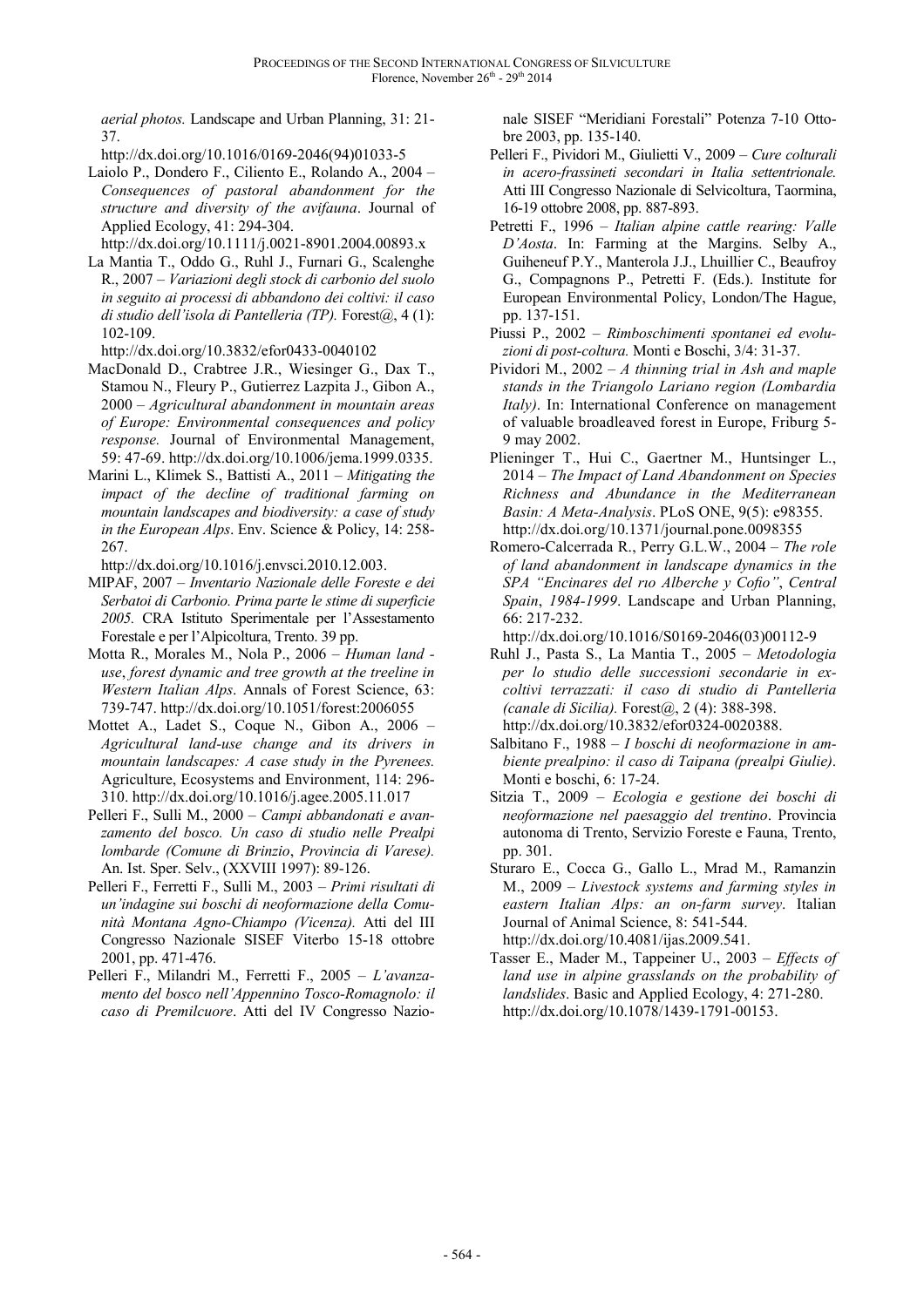*aerial photos.* Landscape and Urban Planning, 31: 21-37.
http://dx.doi.org/10.1016/0169-2046(94)01033-5

Laiolo P., Dondero F., Ciliento E., Rolando A., 2004 – *Consequences of pastoral abandonment for the structure and diversity of the avifauna*. Journal of Applied Ecology, 41: 294-304.
http://dx.doi.org/10.1111/j.0021-8901.2004.00893.x

La Mantia T., Oddo G., Ruhl J., Furnari G., Scalenghe R., 2007 – *Variazioni degli stock di carbonio del suolo in seguito ai processi di abbandono dei coltivi: il caso di studio dell'isola di Pantelleria (TP).* Forest@, 4 (1): 102-109.
http://dx.doi.org/10.3832/efor0433-0040102

MacDonald D., Crabtree J.R., Wiesinger G., Dax T., Stamou N., Fleury P., Gutierrez Lazpita J., Gibon A., 2000 – *Agricultural abandonment in mountain areas of Europe: Environmental consequences and policy response.* Journal of Environmental Management, 59: 47-69. http://dx.doi.org/10.1006/jema.1999.0335.

Marini L., Klimek S., Battisti A., 2011 – *Mitigating the impact of the decline of traditional farming on mountain landscapes and biodiversity: a case of study in the European Alps*. Env. Science & Policy, 14: 258-267.
http://dx.doi.org/10.1016/j.envsci.2010.12.003.

MIPAF, 2007 – *Inventario Nazionale delle Foreste e dei Serbatoi di Carbonio. Prima parte le stime di superficie 2005.* CRA Istituto Sperimentale per l'Assestamento Forestale e per l'Alpicoltura, Trento. 39 pp.

Motta R., Morales M., Nola P., 2006 – *Human land - use*, *forest dynamic and tree growth at the treeline in Western Italian Alps*. Annals of Forest Science, 63: 739-747. http://dx.doi.org/10.1051/forest:2006055

Mottet A., Ladet S., Coque N., Gibon A., 2006 – *Agricultural land-use change and its drivers in mountain landscapes: A case study in the Pyrenees.* Agriculture, Ecosystems and Environment, 114: 296-310. http://dx.doi.org/10.1016/j.agee.2005.11.017

Pelleri F., Sulli M., 2000 – *Campi abbandonati e avanzamento del bosco. Un caso di studio nelle Prealpi lombarde (Comune di Brinzio*, *Provincia di Varese).* An. Ist. Sper. Selv., (XXVIII 1997): 89-126.

Pelleri F., Ferretti F., Sulli M., 2003 – *Primi risultati di un'indagine sui boschi di neoformazione della Comunità Montana Agno-Chiampo (Vicenza).* Atti del III Congresso Nazionale SISEF Viterbo 15-18 ottobre 2001, pp. 471-476.

Pelleri F., Milandri M., Ferretti F., 2005 – *L'avanzamento del bosco nell'Appennino Tosco-Romagnolo: il caso di Premilcuore*. Atti del IV Congresso Nazionale SISEF "Meridiani Forestali" Potenza 7-10 Ottobre 2003, pp. 135-140.

Pelleri F., Pividori M., Giulietti V., 2009 – *Cure colturali in acero-frassineti secondari in Italia settentrionale.* Atti III Congresso Nazionale di Selvicoltura, Taormina, 16-19 ottobre 2008, pp. 887-893.

Petretti F., 1996 – *Italian alpine cattle rearing: Valle D'Aosta*. In: Farming at the Margins. Selby A., Guiheneuf P.Y., Manterola J.J., Lhuillier C., Beaufroy G., Compagnons P., Petretti F. (Eds.). Institute for European Environmental Policy, London/The Hague, pp. 137-151.

Piussi P., 2002 – *Rimboschimenti spontanei ed evoluzioni di post-coltura.* Monti e Boschi, 3/4: 31-37.

Pividori M., 2002 – *A thinning trial in Ash and maple stands in the Triangolo Lariano region (Lombardia Italy)*. In: International Conference on management of valuable broadleaved forest in Europe, Friburg 5-9 may 2002.

Plieninger T., Hui C., Gaertner M., Huntsinger L., 2014 – *The Impact of Land Abandonment on Species Richness and Abundance in the Mediterranean Basin: A Meta-Analysis*. PLoS ONE, 9(5): e98355.
http://dx.doi.org/10.1371/journal.pone.0098355

Romero-Calcerrada R., Perry G.L.W., 2004 – *The role of land abandonment in landscape dynamics in the SPA "Encinares del rıo Alberche y Cofio"*, *Central Spain*, *1984-1999*. Landscape and Urban Planning, 66: 217-232.
http://dx.doi.org/10.1016/S0169-2046(03)00112-9

Ruhl J., Pasta S., La Mantia T., 2005 – *Metodologia per lo studio delle successioni secondarie in ex-coltivi terrazzati: il caso di studio di Pantelleria (canale di Sicilia).* Forest@, 2 (4): 388-398.
http://dx.doi.org/10.3832/efor0324-0020388.

Salbitano F., 1988 – *I boschi di neoformazione in ambiente prealpino: il caso di Taipana (prealpi Giulie)*. Monti e boschi, 6: 17-24.

Sitzia T., 2009 – *Ecologia e gestione dei boschi di neoformazione nel paesaggio del trentino*. Provincia autonoma di Trento, Servizio Foreste e Fauna, Trento, pp. 301.

Sturaro E., Cocca G., Gallo L., Mrad M., Ramanzin M., 2009 – *Livestock systems and farming styles in eastern Italian Alps: an on-farm survey*. Italian Journal of Animal Science, 8: 541-544.
http://dx.doi.org/10.4081/ijas.2009.541.

Tasser E., Mader M., Tappeiner U., 2003 – *Effects of land use in alpine grasslands on the probability of landslides*. Basic and Applied Ecology, 4: 271-280.
http://dx.doi.org/10.1078/1439-1791-00153.